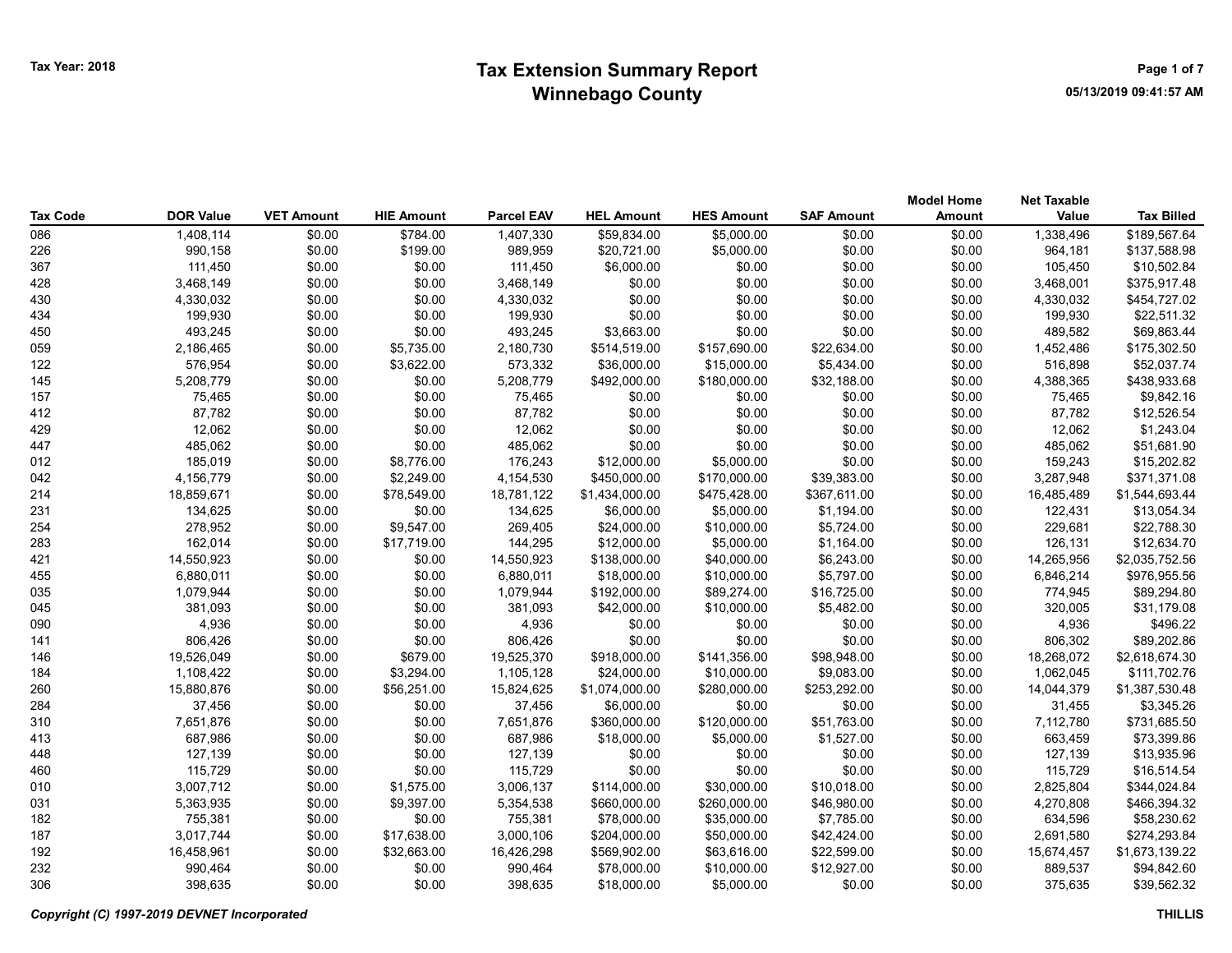Tax Year: 2018

# Tax Extension Summary Report
## Winnebago County

05/13/2019 09:41:57 AM

| Tax Code | DOR Value | VET Amount | HIE Amount | Parcel EAV | HEL Amount | HES Amount | SAF Amount | Model Home Amount | Net Taxable Value | Tax Billed |
|---|---|---|---|---|---|---|---|---|---|---|
| 086 | 1,408,114 | $0.00 | $784.00 | 1,407,330 | $59,834.00 | $5,000.00 | $0.00 | $0.00 | 1,338,496 | $189,567.64 |
| 226 | 990,158 | $0.00 | $199.00 | 989,959 | $20,721.00 | $5,000.00 | $0.00 | $0.00 | 964,181 | $137,588.98 |
| 367 | 111,450 | $0.00 | $0.00 | 111,450 | $6,000.00 | $0.00 | $0.00 | $0.00 | 105,450 | $10,502.84 |
| 428 | 3,468,149 | $0.00 | $0.00 | 3,468,149 | $0.00 | $0.00 | $0.00 | $0.00 | 3,468,001 | $375,917.48 |
| 430 | 4,330,032 | $0.00 | $0.00 | 4,330,032 | $0.00 | $0.00 | $0.00 | $0.00 | 4,330,032 | $454,727.02 |
| 434 | 199,930 | $0.00 | $0.00 | 199,930 | $0.00 | $0.00 | $0.00 | $0.00 | 199,930 | $22,511.32 |
| 450 | 493,245 | $0.00 | $0.00 | 493,245 | $3,663.00 | $0.00 | $0.00 | $0.00 | 489,582 | $69,863.44 |
| 059 | 2,186,465 | $0.00 | $5,735.00 | 2,180,730 | $514,519.00 | $157,690.00 | $22,634.00 | $0.00 | 1,452,486 | $175,302.50 |
| 122 | 576,954 | $0.00 | $3,622.00 | 573,332 | $36,000.00 | $15,000.00 | $5,434.00 | $0.00 | 516,898 | $52,037.74 |
| 145 | 5,208,779 | $0.00 | $0.00 | 5,208,779 | $492,000.00 | $180,000.00 | $32,188.00 | $0.00 | 4,388,365 | $438,933.68 |
| 157 | 75,465 | $0.00 | $0.00 | 75,465 | $0.00 | $0.00 | $0.00 | $0.00 | 75,465 | $9,842.16 |
| 412 | 87,782 | $0.00 | $0.00 | 87,782 | $0.00 | $0.00 | $0.00 | $0.00 | 87,782 | $12,526.54 |
| 429 | 12,062 | $0.00 | $0.00 | 12,062 | $0.00 | $0.00 | $0.00 | $0.00 | 12,062 | $1,243.04 |
| 447 | 485,062 | $0.00 | $0.00 | 485,062 | $0.00 | $0.00 | $0.00 | $0.00 | 485,062 | $51,681.90 |
| 012 | 185,019 | $0.00 | $8,776.00 | 176,243 | $12,000.00 | $5,000.00 | $0.00 | $0.00 | 159,243 | $15,202.82 |
| 042 | 4,156,779 | $0.00 | $2,249.00 | 4,154,530 | $450,000.00 | $170,000.00 | $39,383.00 | $0.00 | 3,287,948 | $371,371.08 |
| 214 | 18,859,671 | $0.00 | $78,549.00 | 18,781,122 | $1,434,000.00 | $475,428.00 | $367,611.00 | $0.00 | 16,485,489 | $1,544,693.44 |
| 231 | 134,625 | $0.00 | $0.00 | 134,625 | $6,000.00 | $5,000.00 | $1,194.00 | $0.00 | 122,431 | $13,054.34 |
| 254 | 278,952 | $0.00 | $9,547.00 | 269,405 | $24,000.00 | $10,000.00 | $5,724.00 | $0.00 | 229,681 | $22,788.30 |
| 283 | 162,014 | $0.00 | $17,719.00 | 144,295 | $12,000.00 | $5,000.00 | $1,164.00 | $0.00 | 126,131 | $12,634.70 |
| 421 | 14,550,923 | $0.00 | $0.00 | 14,550,923 | $138,000.00 | $40,000.00 | $6,243.00 | $0.00 | 14,265,956 | $2,035,752.56 |
| 455 | 6,880,011 | $0.00 | $0.00 | 6,880,011 | $18,000.00 | $10,000.00 | $5,797.00 | $0.00 | 6,846,214 | $976,955.56 |
| 035 | 1,079,944 | $0.00 | $0.00 | 1,079,944 | $192,000.00 | $89,274.00 | $16,725.00 | $0.00 | 774,945 | $89,294.80 |
| 045 | 381,093 | $0.00 | $0.00 | 381,093 | $42,000.00 | $10,000.00 | $5,482.00 | $0.00 | 320,005 | $31,179.08 |
| 090 | 4,936 | $0.00 | $0.00 | 4,936 | $0.00 | $0.00 | $0.00 | $0.00 | 4,936 | $496.22 |
| 141 | 806,426 | $0.00 | $0.00 | 806,426 | $0.00 | $0.00 | $0.00 | $0.00 | 806,302 | $89,202.86 |
| 146 | 19,526,049 | $0.00 | $679.00 | 19,525,370 | $918,000.00 | $141,356.00 | $98,948.00 | $0.00 | 18,268,072 | $2,618,674.30 |
| 184 | 1,108,422 | $0.00 | $3,294.00 | 1,105,128 | $24,000.00 | $10,000.00 | $9,083.00 | $0.00 | 1,062,045 | $111,702.76 |
| 260 | 15,880,876 | $0.00 | $56,251.00 | 15,824,625 | $1,074,000.00 | $280,000.00 | $253,292.00 | $0.00 | 14,044,379 | $1,387,530.48 |
| 284 | 37,456 | $0.00 | $0.00 | 37,456 | $6,000.00 | $0.00 | $0.00 | $0.00 | 31,455 | $3,345.26 |
| 310 | 7,651,876 | $0.00 | $0.00 | 7,651,876 | $360,000.00 | $120,000.00 | $51,763.00 | $0.00 | 7,112,780 | $731,685.50 |
| 413 | 687,986 | $0.00 | $0.00 | 687,986 | $18,000.00 | $5,000.00 | $1,527.00 | $0.00 | 663,459 | $73,399.86 |
| 448 | 127,139 | $0.00 | $0.00 | 127,139 | $0.00 | $0.00 | $0.00 | $0.00 | 127,139 | $13,935.96 |
| 460 | 115,729 | $0.00 | $0.00 | 115,729 | $0.00 | $0.00 | $0.00 | $0.00 | 115,729 | $16,514.54 |
| 010 | 3,007,712 | $0.00 | $1,575.00 | 3,006,137 | $114,000.00 | $30,000.00 | $10,018.00 | $0.00 | 2,825,804 | $344,024.84 |
| 031 | 5,363,935 | $0.00 | $9,397.00 | 5,354,538 | $660,000.00 | $260,000.00 | $46,980.00 | $0.00 | 4,270,808 | $466,394.32 |
| 182 | 755,381 | $0.00 | $0.00 | 755,381 | $78,000.00 | $35,000.00 | $7,785.00 | $0.00 | 634,596 | $58,230.62 |
| 187 | 3,017,744 | $0.00 | $17,638.00 | 3,000,106 | $204,000.00 | $50,000.00 | $42,424.00 | $0.00 | 2,691,580 | $274,293.84 |
| 192 | 16,458,961 | $0.00 | $32,663.00 | 16,426,298 | $569,902.00 | $63,616.00 | $22,599.00 | $0.00 | 15,674,457 | $1,673,139.22 |
| 232 | 990,464 | $0.00 | $0.00 | 990,464 | $78,000.00 | $10,000.00 | $12,927.00 | $0.00 | 889,537 | $94,842.60 |
| 306 | 398,635 | $0.00 | $0.00 | 398,635 | $18,000.00 | $5,000.00 | $0.00 | $0.00 | 375,635 | $39,562.32 |

*Copyright (C) 1997-2019 DEVNET Incorporated*

**THILLIS**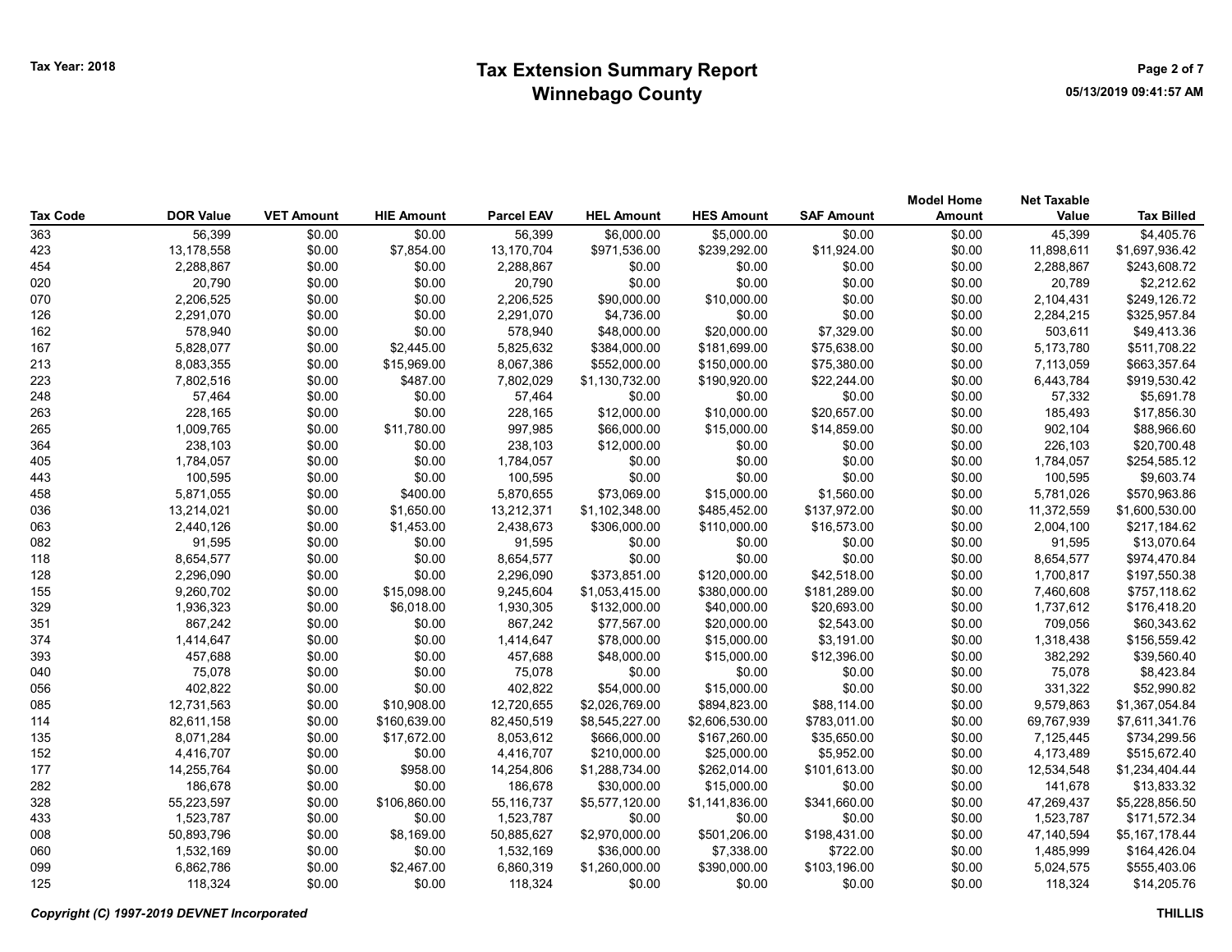# Tax Extension Summary Report
## Winnebago County

Tax Year: 2018

05/13/2019 09:41:57 AM

| Tax Code | DOR Value | VET Amount | HIE Amount | Parcel EAV | HEL Amount | HES Amount | SAF Amount | Model Home Amount | Net Taxable Value | Tax Billed |
|---|---|---|---|---|---|---|---|---|---|---|
| 363 | 56,399 | $0.00 | $0.00 | 56,399 | $6,000.00 | $5,000.00 | $0.00 | $0.00 | 45,399 | $4,405.76 |
| 423 | 13,178,558 | $0.00 | $7,854.00 | 13,170,704 | $971,536.00 | $239,292.00 | $11,924.00 | $0.00 | 11,898,611 | $1,697,936.42 |
| 454 | 2,288,867 | $0.00 | $0.00 | 2,288,867 | $0.00 | $0.00 | $0.00 | $0.00 | 2,288,867 | $243,608.72 |
| 020 | 20,790 | $0.00 | $0.00 | 20,790 | $0.00 | $0.00 | $0.00 | $0.00 | 20,789 | $2,212.62 |
| 070 | 2,206,525 | $0.00 | $0.00 | 2,206,525 | $90,000.00 | $10,000.00 | $0.00 | $0.00 | 2,104,431 | $249,126.72 |
| 126 | 2,291,070 | $0.00 | $0.00 | 2,291,070 | $4,736.00 | $0.00 | $0.00 | $0.00 | 2,284,215 | $325,957.84 |
| 162 | 578,940 | $0.00 | $0.00 | 578,940 | $48,000.00 | $20,000.00 | $7,329.00 | $0.00 | 503,611 | $49,413.36 |
| 167 | 5,828,077 | $0.00 | $2,445.00 | 5,825,632 | $384,000.00 | $181,699.00 | $75,638.00 | $0.00 | 5,173,780 | $511,708.22 |
| 213 | 8,083,355 | $0.00 | $15,969.00 | 8,067,386 | $552,000.00 | $150,000.00 | $75,380.00 | $0.00 | 7,113,059 | $663,357.64 |
| 223 | 7,802,516 | $0.00 | $487.00 | 7,802,029 | $1,130,732.00 | $190,920.00 | $22,244.00 | $0.00 | 6,443,784 | $919,530.42 |
| 248 | 57,464 | $0.00 | $0.00 | 57,464 | $0.00 | $0.00 | $0.00 | $0.00 | 57,332 | $5,691.78 |
| 263 | 228,165 | $0.00 | $0.00 | 228,165 | $12,000.00 | $10,000.00 | $20,657.00 | $0.00 | 185,493 | $17,856.30 |
| 265 | 1,009,765 | $0.00 | $11,780.00 | 997,985 | $66,000.00 | $15,000.00 | $14,859.00 | $0.00 | 902,104 | $88,966.60 |
| 364 | 238,103 | $0.00 | $0.00 | 238,103 | $12,000.00 | $0.00 | $0.00 | $0.00 | 226,103 | $20,700.48 |
| 405 | 1,784,057 | $0.00 | $0.00 | 1,784,057 | $0.00 | $0.00 | $0.00 | $0.00 | 1,784,057 | $254,585.12 |
| 443 | 100,595 | $0.00 | $0.00 | 100,595 | $0.00 | $0.00 | $0.00 | $0.00 | 100,595 | $9,603.74 |
| 458 | 5,871,055 | $0.00 | $400.00 | 5,870,655 | $73,069.00 | $15,000.00 | $1,560.00 | $0.00 | 5,781,026 | $570,963.86 |
| 036 | 13,214,021 | $0.00 | $1,650.00 | 13,212,371 | $1,102,348.00 | $485,452.00 | $137,972.00 | $0.00 | 11,372,559 | $1,600,530.00 |
| 063 | 2,440,126 | $0.00 | $1,453.00 | 2,438,673 | $306,000.00 | $110,000.00 | $16,573.00 | $0.00 | 2,004,100 | $217,184.62 |
| 082 | 91,595 | $0.00 | $0.00 | 91,595 | $0.00 | $0.00 | $0.00 | $0.00 | 91,595 | $13,070.64 |
| 118 | 8,654,577 | $0.00 | $0.00 | 8,654,577 | $0.00 | $0.00 | $0.00 | $0.00 | 8,654,577 | $974,470.84 |
| 128 | 2,296,090 | $0.00 | $0.00 | 2,296,090 | $373,851.00 | $120,000.00 | $42,518.00 | $0.00 | 1,700,817 | $197,550.38 |
| 155 | 9,260,702 | $0.00 | $15,098.00 | 9,245,604 | $1,053,415.00 | $380,000.00 | $181,289.00 | $0.00 | 7,460,608 | $757,118.62 |
| 329 | 1,936,323 | $0.00 | $6,018.00 | 1,930,305 | $132,000.00 | $40,000.00 | $20,693.00 | $0.00 | 1,737,612 | $176,418.20 |
| 351 | 867,242 | $0.00 | $0.00 | 867,242 | $77,567.00 | $20,000.00 | $2,543.00 | $0.00 | 709,056 | $60,343.62 |
| 374 | 1,414,647 | $0.00 | $0.00 | 1,414,647 | $78,000.00 | $15,000.00 | $3,191.00 | $0.00 | 1,318,438 | $156,559.42 |
| 393 | 457,688 | $0.00 | $0.00 | 457,688 | $48,000.00 | $15,000.00 | $12,396.00 | $0.00 | 382,292 | $39,560.40 |
| 040 | 75,078 | $0.00 | $0.00 | 75,078 | $0.00 | $0.00 | $0.00 | $0.00 | 75,078 | $8,423.84 |
| 056 | 402,822 | $0.00 | $0.00 | 402,822 | $54,000.00 | $15,000.00 | $0.00 | $0.00 | 331,322 | $52,990.82 |
| 085 | 12,731,563 | $0.00 | $10,908.00 | 12,720,655 | $2,026,769.00 | $894,823.00 | $88,114.00 | $0.00 | 9,579,863 | $1,367,054.84 |
| 114 | 82,611,158 | $0.00 | $160,639.00 | 82,450,519 | $8,545,227.00 | $2,606,530.00 | $783,011.00 | $0.00 | 69,767,939 | $7,611,341.76 |
| 135 | 8,071,284 | $0.00 | $17,672.00 | 8,053,612 | $666,000.00 | $167,260.00 | $35,650.00 | $0.00 | 7,125,445 | $734,299.56 |
| 152 | 4,416,707 | $0.00 | $0.00 | 4,416,707 | $210,000.00 | $25,000.00 | $5,952.00 | $0.00 | 4,173,489 | $515,672.40 |
| 177 | 14,255,764 | $0.00 | $958.00 | 14,254,806 | $1,288,734.00 | $262,014.00 | $101,613.00 | $0.00 | 12,534,548 | $1,234,404.44 |
| 282 | 186,678 | $0.00 | $0.00 | 186,678 | $30,000.00 | $15,000.00 | $0.00 | $0.00 | 141,678 | $13,833.32 |
| 328 | 55,223,597 | $0.00 | $106,860.00 | 55,116,737 | $5,577,120.00 | $1,141,836.00 | $341,660.00 | $0.00 | 47,269,437 | $5,228,856.50 |
| 433 | 1,523,787 | $0.00 | $0.00 | 1,523,787 | $0.00 | $0.00 | $0.00 | $0.00 | 1,523,787 | $171,572.34 |
| 008 | 50,893,796 | $0.00 | $8,169.00 | 50,885,627 | $2,970,000.00 | $501,206.00 | $198,431.00 | $0.00 | 47,140,594 | $5,167,178.44 |
| 060 | 1,532,169 | $0.00 | $0.00 | 1,532,169 | $36,000.00 | $7,338.00 | $722.00 | $0.00 | 1,485,999 | $164,426.04 |
| 099 | 6,862,786 | $0.00 | $2,467.00 | 6,860,319 | $1,260,000.00 | $390,000.00 | $103,196.00 | $0.00 | 5,024,575 | $555,403.06 |
| 125 | 118,324 | $0.00 | $0.00 | 118,324 | $0.00 | $0.00 | $0.00 | $0.00 | 118,324 | $14,205.76 |

*Copyright (C) 1997-2019 DEVNET Incorporated*

THILLIS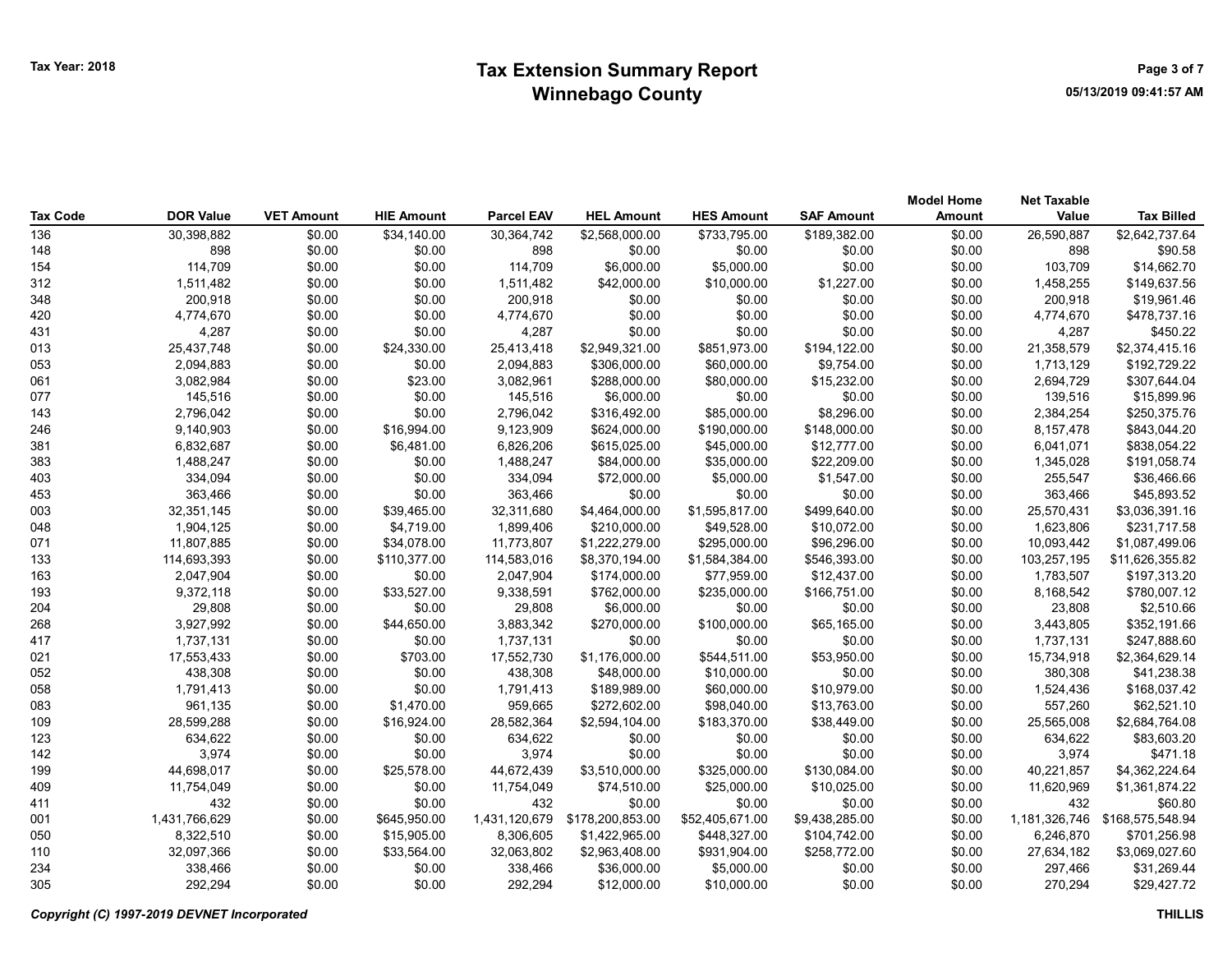# Tax Extension Summary Report
## Winnebago County

Tax Year: 2018

| Tax Code | DOR Value | VET Amount | HIE Amount | Parcel EAV | HEL Amount | HES Amount | SAF Amount | Model Home Amount | Net Taxable Value | Tax Billed |
|---|---|---|---|---|---|---|---|---|---|---|
| 136 | 30,398,882 | $0.00 | $34,140.00 | 30,364,742 | $2,568,000.00 | $733,795.00 | $189,382.00 | $0.00 | 26,590,887 | $2,642,737.64 |
| 148 | 898 | $0.00 | $0.00 | 898 | $0.00 | $0.00 | $0.00 | $0.00 | 898 | $90.58 |
| 154 | 114,709 | $0.00 | $0.00 | 114,709 | $6,000.00 | $5,000.00 | $0.00 | $0.00 | 103,709 | $14,662.70 |
| 312 | 1,511,482 | $0.00 | $0.00 | 1,511,482 | $42,000.00 | $10,000.00 | $1,227.00 | $0.00 | 1,458,255 | $149,637.56 |
| 348 | 200,918 | $0.00 | $0.00 | 200,918 | $0.00 | $0.00 | $0.00 | $0.00 | 200,918 | $19,961.46 |
| 420 | 4,774,670 | $0.00 | $0.00 | 4,774,670 | $0.00 | $0.00 | $0.00 | $0.00 | 4,774,670 | $478,737.16 |
| 431 | 4,287 | $0.00 | $0.00 | 4,287 | $0.00 | $0.00 | $0.00 | $0.00 | 4,287 | $450.22 |
| 013 | 25,437,748 | $0.00 | $24,330.00 | 25,413,418 | $2,949,321.00 | $851,973.00 | $194,122.00 | $0.00 | 21,358,579 | $2,374,415.16 |
| 053 | 2,094,883 | $0.00 | $0.00 | 2,094,883 | $306,000.00 | $60,000.00 | $9,754.00 | $0.00 | 1,713,129 | $192,729.22 |
| 061 | 3,082,984 | $0.00 | $23.00 | 3,082,961 | $288,000.00 | $80,000.00 | $15,232.00 | $0.00 | 2,694,729 | $307,644.04 |
| 077 | 145,516 | $0.00 | $0.00 | 145,516 | $6,000.00 | $0.00 | $0.00 | $0.00 | 139,516 | $15,899.96 |
| 143 | 2,796,042 | $0.00 | $0.00 | 2,796,042 | $316,492.00 | $85,000.00 | $8,296.00 | $0.00 | 2,384,254 | $250,375.76 |
| 246 | 9,140,903 | $0.00 | $16,994.00 | 9,123,909 | $624,000.00 | $190,000.00 | $148,000.00 | $0.00 | 8,157,478 | $843,044.20 |
| 381 | 6,832,687 | $0.00 | $6,481.00 | 6,826,206 | $615,025.00 | $45,000.00 | $12,777.00 | $0.00 | 6,041,071 | $838,054.22 |
| 383 | 1,488,247 | $0.00 | $0.00 | 1,488,247 | $84,000.00 | $35,000.00 | $22,209.00 | $0.00 | 1,345,028 | $191,058.74 |
| 403 | 334,094 | $0.00 | $0.00 | 334,094 | $72,000.00 | $5,000.00 | $1,547.00 | $0.00 | 255,547 | $36,466.66 |
| 453 | 363,466 | $0.00 | $0.00 | 363,466 | $0.00 | $0.00 | $0.00 | $0.00 | 363,466 | $45,893.52 |
| 003 | 32,351,145 | $0.00 | $39,465.00 | 32,311,680 | $4,464,000.00 | $1,595,817.00 | $499,640.00 | $0.00 | 25,570,431 | $3,036,391.16 |
| 048 | 1,904,125 | $0.00 | $4,719.00 | 1,899,406 | $210,000.00 | $49,528.00 | $10,072.00 | $0.00 | 1,623,806 | $231,717.58 |
| 071 | 11,807,885 | $0.00 | $34,078.00 | 11,773,807 | $1,222,279.00 | $295,000.00 | $96,296.00 | $0.00 | 10,093,442 | $1,087,499.06 |
| 133 | 114,693,393 | $0.00 | $110,377.00 | 114,583,016 | $8,370,194.00 | $1,584,384.00 | $546,393.00 | $0.00 | 103,257,195 | $11,626,355.82 |
| 163 | 2,047,904 | $0.00 | $0.00 | 2,047,904 | $174,000.00 | $77,959.00 | $12,437.00 | $0.00 | 1,783,507 | $197,313.20 |
| 193 | 9,372,118 | $0.00 | $33,527.00 | 9,338,591 | $762,000.00 | $235,000.00 | $166,751.00 | $0.00 | 8,168,542 | $780,007.12 |
| 204 | 29,808 | $0.00 | $0.00 | 29,808 | $6,000.00 | $0.00 | $0.00 | $0.00 | 23,808 | $2,510.66 |
| 268 | 3,927,992 | $0.00 | $44,650.00 | 3,883,342 | $270,000.00 | $100,000.00 | $65,165.00 | $0.00 | 3,443,805 | $352,191.66 |
| 417 | 1,737,131 | $0.00 | $0.00 | 1,737,131 | $0.00 | $0.00 | $0.00 | $0.00 | 1,737,131 | $247,888.60 |
| 021 | 17,553,433 | $0.00 | $703.00 | 17,552,730 | $1,176,000.00 | $544,511.00 | $53,950.00 | $0.00 | 15,734,918 | $2,364,629.14 |
| 052 | 438,308 | $0.00 | $0.00 | 438,308 | $48,000.00 | $10,000.00 | $0.00 | $0.00 | 380,308 | $41,238.38 |
| 058 | 1,791,413 | $0.00 | $0.00 | 1,791,413 | $189,989.00 | $60,000.00 | $10,979.00 | $0.00 | 1,524,436 | $168,037.42 |
| 083 | 961,135 | $0.00 | $1,470.00 | 959,665 | $272,602.00 | $98,040.00 | $13,763.00 | $0.00 | 557,260 | $62,521.10 |
| 109 | 28,599,288 | $0.00 | $16,924.00 | 28,582,364 | $2,594,104.00 | $183,370.00 | $38,449.00 | $0.00 | 25,565,008 | $2,684,764.08 |
| 123 | 634,622 | $0.00 | $0.00 | 634,622 | $0.00 | $0.00 | $0.00 | $0.00 | 634,622 | $83,603.20 |
| 142 | 3,974 | $0.00 | $0.00 | 3,974 | $0.00 | $0.00 | $0.00 | $0.00 | 3,974 | $471.18 |
| 199 | 44,698,017 | $0.00 | $25,578.00 | 44,672,439 | $3,510,000.00 | $325,000.00 | $130,084.00 | $0.00 | 40,221,857 | $4,362,224.64 |
| 409 | 11,754,049 | $0.00 | $0.00 | 11,754,049 | $74,510.00 | $25,000.00 | $10,025.00 | $0.00 | 11,620,969 | $1,361,874.22 |
| 411 | 432 | $0.00 | $0.00 | 432 | $0.00 | $0.00 | $0.00 | $0.00 | 432 | $60.80 |
| 001 | 1,431,766,629 | $0.00 | $645,950.00 | 1,431,120,679 | $178,200,853.00 | $52,405,671.00 | $9,438,285.00 | $0.00 | 1,181,326,746 | $168,575,548.94 |
| 050 | 8,322,510 | $0.00 | $15,905.00 | 8,306,605 | $1,422,965.00 | $448,327.00 | $104,742.00 | $0.00 | 6,246,870 | $701,256.98 |
| 110 | 32,097,366 | $0.00 | $33,564.00 | 32,063,802 | $2,963,408.00 | $931,904.00 | $258,772.00 | $0.00 | 27,634,182 | $3,069,027.60 |
| 234 | 338,466 | $0.00 | $0.00 | 338,466 | $36,000.00 | $5,000.00 | $0.00 | $0.00 | 297,466 | $31,269.44 |
| 305 | 292,294 | $0.00 | $0.00 | 292,294 | $12,000.00 | $10,000.00 | $0.00 | $0.00 | 270,294 | $29,427.72 |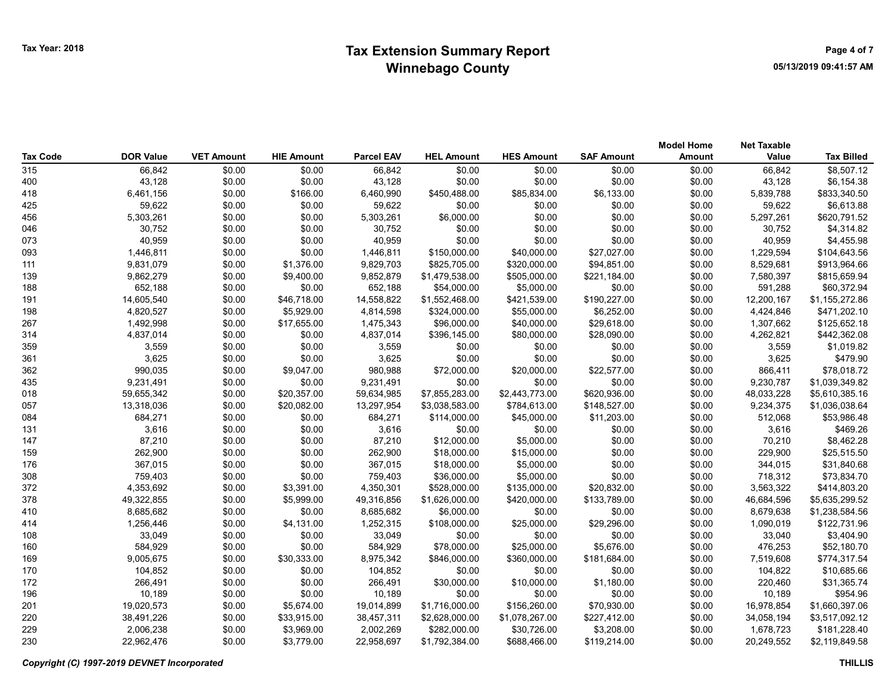# Tax Extension Summary Report
## Winnebago County

Tax Year: 2018

| Tax Code | DOR Value | VET Amount | HIE Amount | Parcel EAV | HEL Amount | HES Amount | SAF Amount | Model Home Amount | Net Taxable Value | Tax Billed |
|---|---|---|---|---|---|---|---|---|---|---|
| 315 | 66,842 | $0.00 | $0.00 | 66,842 | $0.00 | $0.00 | $0.00 | $0.00 | 66,842 | $8,507.12 |
| 400 | 43,128 | $0.00 | $0.00 | 43,128 | $0.00 | $0.00 | $0.00 | $0.00 | 43,128 | $6,154.38 |
| 418 | 6,461,156 | $0.00 | $166.00 | 6,460,990 | $450,488.00 | $85,834.00 | $6,133.00 | $0.00 | 5,839,788 | $833,340.50 |
| 425 | 59,622 | $0.00 | $0.00 | 59,622 | $0.00 | $0.00 | $0.00 | $0.00 | 59,622 | $6,613.88 |
| 456 | 5,303,261 | $0.00 | $0.00 | 5,303,261 | $6,000.00 | $0.00 | $0.00 | $0.00 | 5,297,261 | $620,791.52 |
| 046 | 30,752 | $0.00 | $0.00 | 30,752 | $0.00 | $0.00 | $0.00 | $0.00 | 30,752 | $4,314.82 |
| 073 | 40,959 | $0.00 | $0.00 | 40,959 | $0.00 | $0.00 | $0.00 | $0.00 | 40,959 | $4,455.98 |
| 093 | 1,446,811 | $0.00 | $0.00 | 1,446,811 | $150,000.00 | $40,000.00 | $27,027.00 | $0.00 | 1,229,594 | $104,643.56 |
| 111 | 9,831,079 | $0.00 | $1,376.00 | 9,829,703 | $825,705.00 | $320,000.00 | $94,851.00 | $0.00 | 8,529,681 | $913,964.66 |
| 139 | 9,862,279 | $0.00 | $9,400.00 | 9,852,879 | $1,479,538.00 | $505,000.00 | $221,184.00 | $0.00 | 7,580,397 | $815,659.94 |
| 188 | 652,188 | $0.00 | $0.00 | 652,188 | $54,000.00 | $5,000.00 | $0.00 | $0.00 | 591,288 | $60,372.94 |
| 191 | 14,605,540 | $0.00 | $46,718.00 | 14,558,822 | $1,552,468.00 | $421,539.00 | $190,227.00 | $0.00 | 12,200,167 | $1,155,272.86 |
| 198 | 4,820,527 | $0.00 | $5,929.00 | 4,814,598 | $324,000.00 | $55,000.00 | $6,252.00 | $0.00 | 4,424,846 | $471,202.10 |
| 267 | 1,492,998 | $0.00 | $17,655.00 | 1,475,343 | $96,000.00 | $40,000.00 | $29,618.00 | $0.00 | 1,307,662 | $125,652.18 |
| 314 | 4,837,014 | $0.00 | $0.00 | 4,837,014 | $396,145.00 | $80,000.00 | $28,090.00 | $0.00 | 4,262,821 | $442,362.08 |
| 359 | 3,559 | $0.00 | $0.00 | 3,559 | $0.00 | $0.00 | $0.00 | $0.00 | 3,559 | $1,019.82 |
| 361 | 3,625 | $0.00 | $0.00 | 3,625 | $0.00 | $0.00 | $0.00 | $0.00 | 3,625 | $479.90 |
| 362 | 990,035 | $0.00 | $9,047.00 | 980,988 | $72,000.00 | $20,000.00 | $22,577.00 | $0.00 | 866,411 | $78,018.72 |
| 435 | 9,231,491 | $0.00 | $0.00 | 9,231,491 | $0.00 | $0.00 | $0.00 | $0.00 | 9,230,787 | $1,039,349.82 |
| 018 | 59,655,342 | $0.00 | $20,357.00 | 59,634,985 | $7,855,283.00 | $2,443,773.00 | $620,936.00 | $0.00 | 48,033,228 | $5,610,385.16 |
| 057 | 13,318,036 | $0.00 | $20,082.00 | 13,297,954 | $3,038,583.00 | $784,613.00 | $148,527.00 | $0.00 | 9,234,375 | $1,036,038.64 |
| 084 | 684,271 | $0.00 | $0.00 | 684,271 | $114,000.00 | $45,000.00 | $11,203.00 | $0.00 | 512,068 | $53,986.48 |
| 131 | 3,616 | $0.00 | $0.00 | 3,616 | $0.00 | $0.00 | $0.00 | $0.00 | 3,616 | $469.26 |
| 147 | 87,210 | $0.00 | $0.00 | 87,210 | $12,000.00 | $5,000.00 | $0.00 | $0.00 | 70,210 | $8,462.28 |
| 159 | 262,900 | $0.00 | $0.00 | 262,900 | $18,000.00 | $15,000.00 | $0.00 | $0.00 | 229,900 | $25,515.50 |
| 176 | 367,015 | $0.00 | $0.00 | 367,015 | $18,000.00 | $5,000.00 | $0.00 | $0.00 | 344,015 | $31,840.68 |
| 308 | 759,403 | $0.00 | $0.00 | 759,403 | $36,000.00 | $5,000.00 | $0.00 | $0.00 | 718,312 | $73,834.70 |
| 372 | 4,353,692 | $0.00 | $3,391.00 | 4,350,301 | $528,000.00 | $135,000.00 | $20,832.00 | $0.00 | 3,563,322 | $414,803.20 |
| 378 | 49,322,855 | $0.00 | $5,999.00 | 49,316,856 | $1,626,000.00 | $420,000.00 | $133,789.00 | $0.00 | 46,684,596 | $5,635,299.52 |
| 410 | 8,685,682 | $0.00 | $0.00 | 8,685,682 | $6,000.00 | $0.00 | $0.00 | $0.00 | 8,679,638 | $1,238,584.56 |
| 414 | 1,256,446 | $0.00 | $4,131.00 | 1,252,315 | $108,000.00 | $25,000.00 | $29,296.00 | $0.00 | 1,090,019 | $122,731.96 |
| 108 | 33,049 | $0.00 | $0.00 | 33,049 | $0.00 | $0.00 | $0.00 | $0.00 | 33,040 | $3,404.90 |
| 160 | 584,929 | $0.00 | $0.00 | 584,929 | $78,000.00 | $25,000.00 | $5,676.00 | $0.00 | 476,253 | $52,180.70 |
| 169 | 9,005,675 | $0.00 | $30,333.00 | 8,975,342 | $846,000.00 | $360,000.00 | $181,684.00 | $0.00 | 7,519,608 | $774,317.54 |
| 170 | 104,852 | $0.00 | $0.00 | 104,852 | $0.00 | $0.00 | $0.00 | $0.00 | 104,822 | $10,685.66 |
| 172 | 266,491 | $0.00 | $0.00 | 266,491 | $30,000.00 | $10,000.00 | $1,180.00 | $0.00 | 220,460 | $31,365.74 |
| 196 | 10,189 | $0.00 | $0.00 | 10,189 | $0.00 | $0.00 | $0.00 | $0.00 | 10,189 | $954.96 |
| 201 | 19,020,573 | $0.00 | $5,674.00 | 19,014,899 | $1,716,000.00 | $156,260.00 | $70,930.00 | $0.00 | 16,978,854 | $1,660,397.06 |
| 220 | 38,491,226 | $0.00 | $33,915.00 | 38,457,311 | $2,628,000.00 | $1,078,267.00 | $227,412.00 | $0.00 | 34,058,194 | $3,517,092.12 |
| 229 | 2,006,238 | $0.00 | $3,969.00 | 2,002,269 | $282,000.00 | $30,726.00 | $3,208.00 | $0.00 | 1,678,723 | $181,228.40 |
| 230 | 22,962,476 | $0.00 | $3,779.00 | 22,958,697 | $1,792,384.00 | $688,466.00 | $119,214.00 | $0.00 | 20,249,552 | $2,119,849.58 |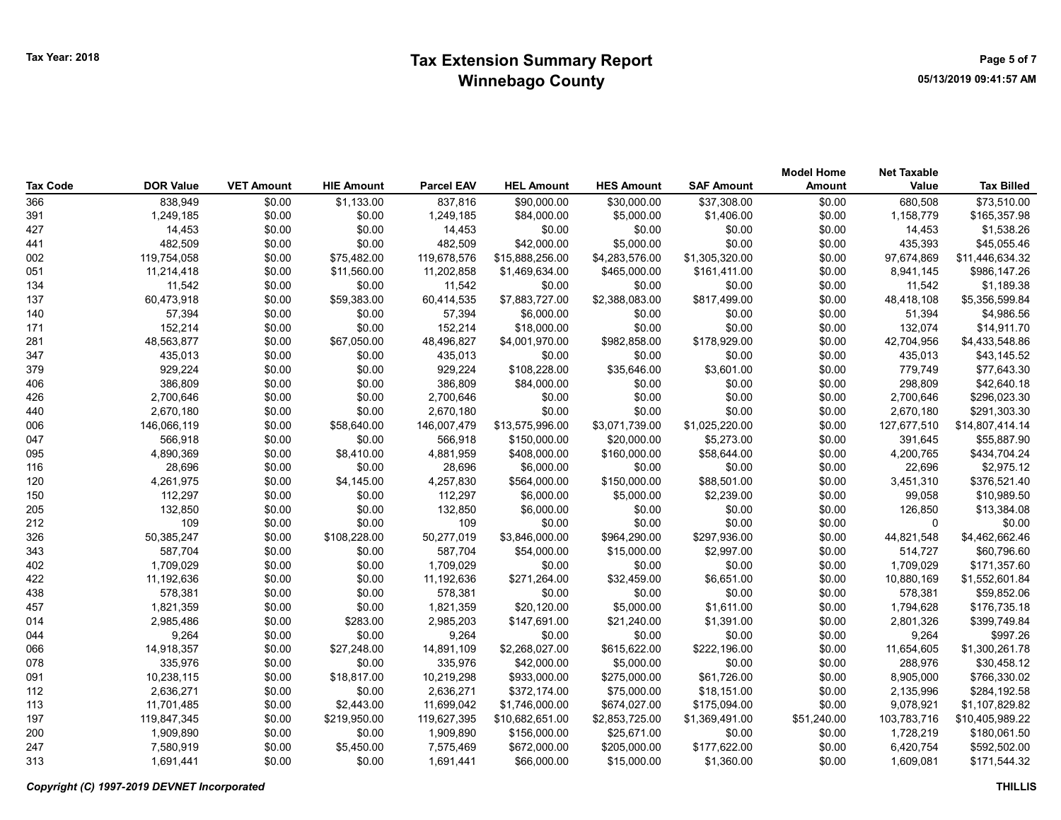| Tax Code | DOR Value | VET Amount | HIE Amount | Parcel EAV | HEL Amount | HES Amount | SAF Amount | Model Home Amount | Net Taxable Value | Tax Billed |
|---|---|---|---|---|---|---|---|---|---|---|
| 366 | 838,949 | $0.00 | $1,133.00 | 837,816 | $90,000.00 | $30,000.00 | $37,308.00 | $0.00 | 680,508 | $73,510.00 |
| 391 | 1,249,185 | $0.00 | $0.00 | 1,249,185 | $84,000.00 | $5,000.00 | $1,406.00 | $0.00 | 1,158,779 | $165,357.98 |
| 427 | 14,453 | $0.00 | $0.00 | 14,453 | $0.00 | $0.00 | $0.00 | $0.00 | 14,453 | $1,538.26 |
| 441 | 482,509 | $0.00 | $0.00 | 482,509 | $42,000.00 | $5,000.00 | $0.00 | $0.00 | 435,393 | $45,055.46 |
| 002 | 119,754,058 | $0.00 | $75,482.00 | 119,678,576 | $15,888,256.00 | $4,283,576.00 | $1,305,320.00 | $0.00 | 97,674,869 | $11,446,634.32 |
| 051 | 11,214,418 | $0.00 | $11,560.00 | 11,202,858 | $1,469,634.00 | $465,000.00 | $161,411.00 | $0.00 | 8,941,145 | $986,147.26 |
| 134 | 11,542 | $0.00 | $0.00 | 11,542 | $0.00 | $0.00 | $0.00 | $0.00 | 11,542 | $1,189.38 |
| 137 | 60,473,918 | $0.00 | $59,383.00 | 60,414,535 | $7,883,727.00 | $2,388,083.00 | $817,499.00 | $0.00 | 48,418,108 | $5,356,599.84 |
| 140 | 57,394 | $0.00 | $0.00 | 57,394 | $6,000.00 | $0.00 | $0.00 | $0.00 | 51,394 | $4,986.56 |
| 171 | 152,214 | $0.00 | $0.00 | 152,214 | $18,000.00 | $0.00 | $0.00 | $0.00 | 132,074 | $14,911.70 |
| 281 | 48,563,877 | $0.00 | $67,050.00 | 48,496,827 | $4,001,970.00 | $982,858.00 | $178,929.00 | $0.00 | 42,704,956 | $4,433,548.86 |
| 347 | 435,013 | $0.00 | $0.00 | 435,013 | $0.00 | $0.00 | $0.00 | $0.00 | 435,013 | $43,145.52 |
| 379 | 929,224 | $0.00 | $0.00 | 929,224 | $108,228.00 | $35,646.00 | $3,601.00 | $0.00 | 779,749 | $77,643.30 |
| 406 | 386,809 | $0.00 | $0.00 | 386,809 | $84,000.00 | $0.00 | $0.00 | $0.00 | 298,809 | $42,640.18 |
| 426 | 2,700,646 | $0.00 | $0.00 | 2,700,646 | $0.00 | $0.00 | $0.00 | $0.00 | 2,700,646 | $296,023.30 |
| 440 | 2,670,180 | $0.00 | $0.00 | 2,670,180 | $0.00 | $0.00 | $0.00 | $0.00 | 2,670,180 | $291,303.30 |
| 006 | 146,066,119 | $0.00 | $58,640.00 | 146,007,479 | $13,575,996.00 | $3,071,739.00 | $1,025,220.00 | $0.00 | 127,677,510 | $14,807,414.14 |
| 047 | 566,918 | $0.00 | $0.00 | 566,918 | $150,000.00 | $20,000.00 | $5,273.00 | $0.00 | 391,645 | $55,887.90 |
| 095 | 4,890,369 | $0.00 | $8,410.00 | 4,881,959 | $408,000.00 | $160,000.00 | $58,644.00 | $0.00 | 4,200,765 | $434,704.24 |
| 116 | 28,696 | $0.00 | $0.00 | 28,696 | $6,000.00 | $0.00 | $0.00 | $0.00 | 22,696 | $2,975.12 |
| 120 | 4,261,975 | $0.00 | $4,145.00 | 4,257,830 | $564,000.00 | $150,000.00 | $88,501.00 | $0.00 | 3,451,310 | $376,521.40 |
| 150 | 112,297 | $0.00 | $0.00 | 112,297 | $6,000.00 | $5,000.00 | $2,239.00 | $0.00 | 99,058 | $10,989.50 |
| 205 | 132,850 | $0.00 | $0.00 | 132,850 | $6,000.00 | $0.00 | $0.00 | $0.00 | 126,850 | $13,384.08 |
| 212 | 109 | $0.00 | $0.00 | 109 | $0.00 | $0.00 | $0.00 | $0.00 | 0 | $0.00 |
| 326 | 50,385,247 | $0.00 | $108,228.00 | 50,277,019 | $3,846,000.00 | $964,290.00 | $297,936.00 | $0.00 | 44,821,548 | $4,462,662.46 |
| 343 | 587,704 | $0.00 | $0.00 | 587,704 | $54,000.00 | $15,000.00 | $2,997.00 | $0.00 | 514,727 | $60,796.60 |
| 402 | 1,709,029 | $0.00 | $0.00 | 1,709,029 | $0.00 | $0.00 | $0.00 | $0.00 | 1,709,029 | $171,357.60 |
| 422 | 11,192,636 | $0.00 | $0.00 | 11,192,636 | $271,264.00 | $32,459.00 | $6,651.00 | $0.00 | 10,880,169 | $1,552,601.84 |
| 438 | 578,381 | $0.00 | $0.00 | 578,381 | $0.00 | $0.00 | $0.00 | $0.00 | 578,381 | $59,852.06 |
| 457 | 1,821,359 | $0.00 | $0.00 | 1,821,359 | $20,120.00 | $5,000.00 | $1,611.00 | $0.00 | 1,794,628 | $176,735.18 |
| 014 | 2,985,486 | $0.00 | $283.00 | 2,985,203 | $147,691.00 | $21,240.00 | $1,391.00 | $0.00 | 2,801,326 | $399,749.84 |
| 044 | 9,264 | $0.00 | $0.00 | 9,264 | $0.00 | $0.00 | $0.00 | $0.00 | 9,264 | $997.26 |
| 066 | 14,918,357 | $0.00 | $27,248.00 | 14,891,109 | $2,268,027.00 | $615,622.00 | $222,196.00 | $0.00 | 11,654,605 | $1,300,261.78 |
| 078 | 335,976 | $0.00 | $0.00 | 335,976 | $42,000.00 | $5,000.00 | $0.00 | $0.00 | 288,976 | $30,458.12 |
| 091 | 10,238,115 | $0.00 | $18,817.00 | 10,219,298 | $933,000.00 | $275,000.00 | $61,726.00 | $0.00 | 8,905,000 | $766,330.02 |
| 112 | 2,636,271 | $0.00 | $0.00 | 2,636,271 | $372,174.00 | $75,000.00 | $18,151.00 | $0.00 | 2,135,996 | $284,192.58 |
| 113 | 11,701,485 | $0.00 | $2,443.00 | 11,699,042 | $1,746,000.00 | $674,027.00 | $175,094.00 | $0.00 | 9,078,921 | $1,107,829.82 |
| 197 | 119,847,345 | $0.00 | $219,950.00 | 119,627,395 | $10,682,651.00 | $2,853,725.00 | $1,369,491.00 | $51,240.00 | 103,783,716 | $10,405,989.22 |
| 200 | 1,909,890 | $0.00 | $0.00 | 1,909,890 | $156,000.00 | $25,671.00 | $0.00 | $0.00 | 1,728,219 | $180,061.50 |
| 247 | 7,580,919 | $0.00 | $5,450.00 | 7,575,469 | $672,000.00 | $205,000.00 | $177,622.00 | $0.00 | 6,420,754 | $592,502.00 |
| 313 | 1,691,441 | $0.00 | $0.00 | 1,691,441 | $66,000.00 | $15,000.00 | $1,360.00 | $0.00 | 1,609,081 | $171,544.32 |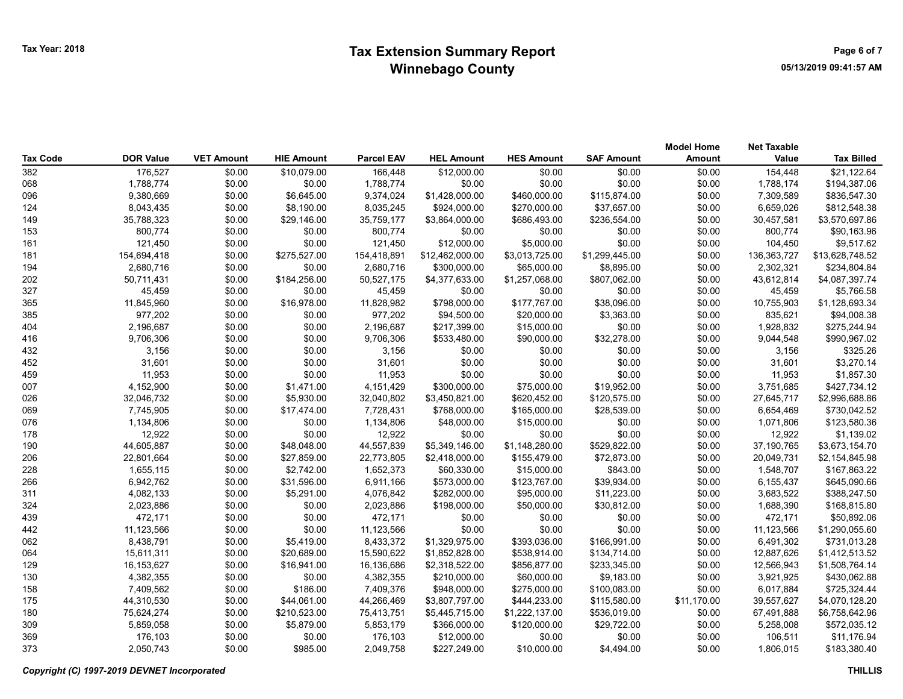Tax Year: 2018

# Tax Extension Summary Report
## Winnebago County

05/13/2019 09:41:57 AM

| Tax Code | DOR Value | VET Amount | HIE Amount | Parcel EAV | HEL Amount | HES Amount | SAF Amount | Model Home Amount | Net Taxable Value | Tax Billed |
|---|---|---|---|---|---|---|---|---|---|---|
| 382 | 176,527 | $0.00 | $10,079.00 | 166,448 | $12,000.00 | $0.00 | $0.00 | $0.00 | 154,448 | $21,122.64 |
| 068 | 1,788,774 | $0.00 | $0.00 | 1,788,774 | $0.00 | $0.00 | $0.00 | $0.00 | 1,788,174 | $194,387.06 |
| 096 | 9,380,669 | $0.00 | $6,645.00 | 9,374,024 | $1,428,000.00 | $460,000.00 | $115,874.00 | $0.00 | 7,309,589 | $836,547.30 |
| 124 | 8,043,435 | $0.00 | $8,190.00 | 8,035,245 | $924,000.00 | $270,000.00 | $37,657.00 | $0.00 | 6,659,026 | $812,548.38 |
| 149 | 35,788,323 | $0.00 | $29,146.00 | 35,759,177 | $3,864,000.00 | $686,493.00 | $236,554.00 | $0.00 | 30,457,581 | $3,570,697.86 |
| 153 | 800,774 | $0.00 | $0.00 | 800,774 | $0.00 | $0.00 | $0.00 | $0.00 | 800,774 | $90,163.96 |
| 161 | 121,450 | $0.00 | $0.00 | 121,450 | $12,000.00 | $5,000.00 | $0.00 | $0.00 | 104,450 | $9,517.62 |
| 181 | 154,694,418 | $0.00 | $275,527.00 | 154,418,891 | $12,462,000.00 | $3,013,725.00 | $1,299,445.00 | $0.00 | 136,363,727 | $13,628,748.52 |
| 194 | 2,680,716 | $0.00 | $0.00 | 2,680,716 | $300,000.00 | $65,000.00 | $8,895.00 | $0.00 | 2,302,321 | $234,804.84 |
| 202 | 50,711,431 | $0.00 | $184,256.00 | 50,527,175 | $4,377,633.00 | $1,257,068.00 | $807,062.00 | $0.00 | 43,612,814 | $4,087,397.74 |
| 327 | 45,459 | $0.00 | $0.00 | 45,459 | $0.00 | $0.00 | $0.00 | $0.00 | 45,459 | $5,766.58 |
| 365 | 11,845,960 | $0.00 | $16,978.00 | 11,828,982 | $798,000.00 | $177,767.00 | $38,096.00 | $0.00 | 10,755,903 | $1,128,693.34 |
| 385 | 977,202 | $0.00 | $0.00 | 977,202 | $94,500.00 | $20,000.00 | $3,363.00 | $0.00 | 835,621 | $94,008.38 |
| 404 | 2,196,687 | $0.00 | $0.00 | 2,196,687 | $217,399.00 | $15,000.00 | $0.00 | $0.00 | 1,928,832 | $275,244.94 |
| 416 | 9,706,306 | $0.00 | $0.00 | 9,706,306 | $533,480.00 | $90,000.00 | $32,278.00 | $0.00 | 9,044,548 | $990,967.02 |
| 432 | 3,156 | $0.00 | $0.00 | 3,156 | $0.00 | $0.00 | $0.00 | $0.00 | 3,156 | $325.26 |
| 452 | 31,601 | $0.00 | $0.00 | 31,601 | $0.00 | $0.00 | $0.00 | $0.00 | 31,601 | $3,270.14 |
| 459 | 11,953 | $0.00 | $0.00 | 11,953 | $0.00 | $0.00 | $0.00 | $0.00 | 11,953 | $1,857.30 |
| 007 | 4,152,900 | $0.00 | $1,471.00 | 4,151,429 | $300,000.00 | $75,000.00 | $19,952.00 | $0.00 | 3,751,685 | $427,734.12 |
| 026 | 32,046,732 | $0.00 | $5,930.00 | 32,040,802 | $3,450,821.00 | $620,452.00 | $120,575.00 | $0.00 | 27,645,717 | $2,996,688.86 |
| 069 | 7,745,905 | $0.00 | $17,474.00 | 7,728,431 | $768,000.00 | $165,000.00 | $28,539.00 | $0.00 | 6,654,469 | $730,042.52 |
| 076 | 1,134,806 | $0.00 | $0.00 | 1,134,806 | $48,000.00 | $15,000.00 | $0.00 | $0.00 | 1,071,806 | $123,580.36 |
| 178 | 12,922 | $0.00 | $0.00 | 12,922 | $0.00 | $0.00 | $0.00 | $0.00 | 12,922 | $1,139.02 |
| 190 | 44,605,887 | $0.00 | $48,048.00 | 44,557,839 | $5,349,146.00 | $1,148,280.00 | $529,822.00 | $0.00 | 37,190,765 | $3,673,154.70 |
| 206 | 22,801,664 | $0.00 | $27,859.00 | 22,773,805 | $2,418,000.00 | $155,479.00 | $72,873.00 | $0.00 | 20,049,731 | $2,154,845.98 |
| 228 | 1,655,115 | $0.00 | $2,742.00 | 1,652,373 | $60,330.00 | $15,000.00 | $843.00 | $0.00 | 1,548,707 | $167,863.22 |
| 266 | 6,942,762 | $0.00 | $31,596.00 | 6,911,166 | $573,000.00 | $123,767.00 | $39,934.00 | $0.00 | 6,155,437 | $645,090.66 |
| 311 | 4,082,133 | $0.00 | $5,291.00 | 4,076,842 | $282,000.00 | $95,000.00 | $11,223.00 | $0.00 | 3,683,522 | $388,247.50 |
| 324 | 2,023,886 | $0.00 | $0.00 | 2,023,886 | $198,000.00 | $50,000.00 | $30,812.00 | $0.00 | 1,688,390 | $168,815.80 |
| 439 | 472,171 | $0.00 | $0.00 | 472,171 | $0.00 | $0.00 | $0.00 | $0.00 | 472,171 | $50,892.06 |
| 442 | 11,123,566 | $0.00 | $0.00 | 11,123,566 | $0.00 | $0.00 | $0.00 | $0.00 | 11,123,566 | $1,290,055.60 |
| 062 | 8,438,791 | $0.00 | $5,419.00 | 8,433,372 | $1,329,975.00 | $393,036.00 | $166,991.00 | $0.00 | 6,491,302 | $731,013.28 |
| 064 | 15,611,311 | $0.00 | $20,689.00 | 15,590,622 | $1,852,828.00 | $538,914.00 | $134,714.00 | $0.00 | 12,887,626 | $1,412,513.52 |
| 129 | 16,153,627 | $0.00 | $16,941.00 | 16,136,686 | $2,318,522.00 | $856,877.00 | $233,345.00 | $0.00 | 12,566,943 | $1,508,764.14 |
| 130 | 4,382,355 | $0.00 | $0.00 | 4,382,355 | $210,000.00 | $60,000.00 | $9,183.00 | $0.00 | 3,921,925 | $430,062.88 |
| 158 | 7,409,562 | $0.00 | $186.00 | 7,409,376 | $948,000.00 | $275,000.00 | $100,083.00 | $0.00 | 6,017,884 | $725,324.44 |
| 175 | 44,310,530 | $0.00 | $44,061.00 | 44,266,469 | $3,807,797.00 | $444,233.00 | $115,580.00 | $11,170.00 | 39,557,627 | $4,070,128.20 |
| 180 | 75,624,274 | $0.00 | $210,523.00 | 75,413,751 | $5,445,715.00 | $1,222,137.00 | $536,019.00 | $0.00 | 67,491,888 | $6,758,642.96 |
| 309 | 5,859,058 | $0.00 | $5,879.00 | 5,853,179 | $366,000.00 | $120,000.00 | $29,722.00 | $0.00 | 5,258,008 | $572,035.12 |
| 369 | 176,103 | $0.00 | $0.00 | 176,103 | $12,000.00 | $0.00 | $0.00 | $0.00 | 106,511 | $11,176.94 |
| 373 | 2,050,743 | $0.00 | $985.00 | 2,049,758 | $227,249.00 | $10,000.00 | $4,494.00 | $0.00 | 1,806,015 | $183,380.40 |

*Copyright (C) 1997-2019 DEVNET Incorporated*

THILLIS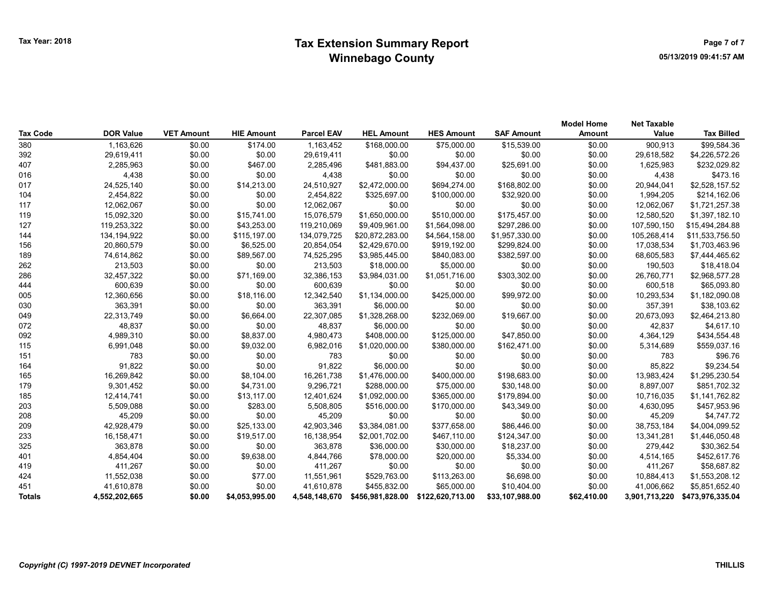Tax Year: 2018

# Tax Extension Summary Report
## Winnebago County

05/13/2019 09:41:57 AM

| Tax Code | DOR Value | VET Amount | HIE Amount | Parcel EAV | HEL Amount | HES Amount | SAF Amount | Model Home Amount | Net Taxable Value | Tax Billed |
|---|---|---|---|---|---|---|---|---|---|---|
| 380 | 1,163,626 | $0.00 | $174.00 | 1,163,452 | $168,000.00 | $75,000.00 | $15,539.00 | $0.00 | 900,913 | $99,584.36 |
| 392 | 29,619,411 | $0.00 | $0.00 | 29,619,411 | $0.00 | $0.00 | $0.00 | $0.00 | 29,618,582 | $4,226,572.26 |
| 407 | 2,285,963 | $0.00 | $467.00 | 2,285,496 | $481,883.00 | $94,437.00 | $25,691.00 | $0.00 | 1,625,983 | $232,029.82 |
| 016 | 4,438 | $0.00 | $0.00 | 4,438 | $0.00 | $0.00 | $0.00 | $0.00 | 4,438 | $473.16 |
| 017 | 24,525,140 | $0.00 | $14,213.00 | 24,510,927 | $2,472,000.00 | $694,274.00 | $168,802.00 | $0.00 | 20,944,041 | $2,528,157.52 |
| 104 | 2,454,822 | $0.00 | $0.00 | 2,454,822 | $325,697.00 | $100,000.00 | $32,920.00 | $0.00 | 1,994,205 | $214,162.06 |
| 117 | 12,062,067 | $0.00 | $0.00 | 12,062,067 | $0.00 | $0.00 | $0.00 | $0.00 | 12,062,067 | $1,721,257.38 |
| 119 | 15,092,320 | $0.00 | $15,741.00 | 15,076,579 | $1,650,000.00 | $510,000.00 | $175,457.00 | $0.00 | 12,580,520 | $1,397,182.10 |
| 127 | 119,253,322 | $0.00 | $43,253.00 | 119,210,069 | $9,409,961.00 | $1,564,098.00 | $297,286.00 | $0.00 | 107,590,150 | $15,494,284.88 |
| 144 | 134,194,922 | $0.00 | $115,197.00 | 134,079,725 | $20,872,283.00 | $4,564,158.00 | $1,957,330.00 | $0.00 | 105,268,414 | $11,533,756.50 |
| 156 | 20,860,579 | $0.00 | $6,525.00 | 20,854,054 | $2,429,670.00 | $919,192.00 | $299,824.00 | $0.00 | 17,038,534 | $1,703,463.96 |
| 189 | 74,614,862 | $0.00 | $89,567.00 | 74,525,295 | $3,985,445.00 | $840,083.00 | $382,597.00 | $0.00 | 68,605,583 | $7,444,465.62 |
| 262 | 213,503 | $0.00 | $0.00 | 213,503 | $18,000.00 | $5,000.00 | $0.00 | $0.00 | 190,503 | $18,418.04 |
| 286 | 32,457,322 | $0.00 | $71,169.00 | 32,386,153 | $3,984,031.00 | $1,051,716.00 | $303,302.00 | $0.00 | 26,760,771 | $2,968,577.28 |
| 444 | 600,639 | $0.00 | $0.00 | 600,639 | $0.00 | $0.00 | $0.00 | $0.00 | 600,518 | $65,093.80 |
| 005 | 12,360,656 | $0.00 | $18,116.00 | 12,342,540 | $1,134,000.00 | $425,000.00 | $99,972.00 | $0.00 | 10,293,534 | $1,182,090.08 |
| 030 | 363,391 | $0.00 | $0.00 | 363,391 | $6,000.00 | $0.00 | $0.00 | $0.00 | 357,391 | $38,103.62 |
| 049 | 22,313,749 | $0.00 | $6,664.00 | 22,307,085 | $1,328,268.00 | $232,069.00 | $19,667.00 | $0.00 | 20,673,093 | $2,464,213.80 |
| 072 | 48,837 | $0.00 | $0.00 | 48,837 | $6,000.00 | $0.00 | $0.00 | $0.00 | 42,837 | $4,617.10 |
| 092 | 4,989,310 | $0.00 | $8,837.00 | 4,980,473 | $408,000.00 | $125,000.00 | $47,850.00 | $0.00 | 4,364,129 | $434,554.48 |
| 115 | 6,991,048 | $0.00 | $9,032.00 | 6,982,016 | $1,020,000.00 | $380,000.00 | $162,471.00 | $0.00 | 5,314,689 | $559,037.16 |
| 151 | 783 | $0.00 | $0.00 | 783 | $0.00 | $0.00 | $0.00 | $0.00 | 783 | $96.76 |
| 164 | 91,822 | $0.00 | $0.00 | 91,822 | $6,000.00 | $0.00 | $0.00 | $0.00 | 85,822 | $9,234.54 |
| 165 | 16,269,842 | $0.00 | $8,104.00 | 16,261,738 | $1,476,000.00 | $400,000.00 | $198,683.00 | $0.00 | 13,983,424 | $1,295,230.54 |
| 179 | 9,301,452 | $0.00 | $4,731.00 | 9,296,721 | $288,000.00 | $75,000.00 | $30,148.00 | $0.00 | 8,897,007 | $851,702.32 |
| 185 | 12,414,741 | $0.00 | $13,117.00 | 12,401,624 | $1,092,000.00 | $365,000.00 | $179,894.00 | $0.00 | 10,716,035 | $1,141,762.82 |
| 203 | 5,509,088 | $0.00 | $283.00 | 5,508,805 | $516,000.00 | $170,000.00 | $43,349.00 | $0.00 | 4,630,095 | $457,953.96 |
| 208 | 45,209 | $0.00 | $0.00 | 45,209 | $0.00 | $0.00 | $0.00 | $0.00 | 45,209 | $4,747.72 |
| 209 | 42,928,479 | $0.00 | $25,133.00 | 42,903,346 | $3,384,081.00 | $377,658.00 | $86,446.00 | $0.00 | 38,753,184 | $4,004,099.52 |
| 233 | 16,158,471 | $0.00 | $19,517.00 | 16,138,954 | $2,001,702.00 | $467,110.00 | $124,347.00 | $0.00 | 13,341,281 | $1,446,050.48 |
| 325 | 363,878 | $0.00 | $0.00 | 363,878 | $36,000.00 | $30,000.00 | $18,237.00 | $0.00 | 279,442 | $30,362.54 |
| 401 | 4,854,404 | $0.00 | $9,638.00 | 4,844,766 | $78,000.00 | $20,000.00 | $5,334.00 | $0.00 | 4,514,165 | $452,617.76 |
| 419 | 411,267 | $0.00 | $0.00 | 411,267 | $0.00 | $0.00 | $0.00 | $0.00 | 411,267 | $58,687.82 |
| 424 | 11,552,038 | $0.00 | $77.00 | 11,551,961 | $529,763.00 | $113,263.00 | $6,698.00 | $0.00 | 10,884,413 | $1,553,208.12 |
| 451 | 41,610,878 | $0.00 | $0.00 | 41,610,878 | $455,832.00 | $65,000.00 | $10,404.00 | $0.00 | 41,006,662 | $5,851,652.40 |
| **Totals** | **4,552,202,665** | **$0.00** | **$4,053,995.00** | **4,548,148,670** | **$456,981,828.00** | **$122,620,713.00** | **$33,107,988.00** | **$62,410.00** | **3,901,713,220** | **$473,976,335.04** |

*Copyright (C) 1997-2019 DEVNET Incorporated*

**THILLIS**